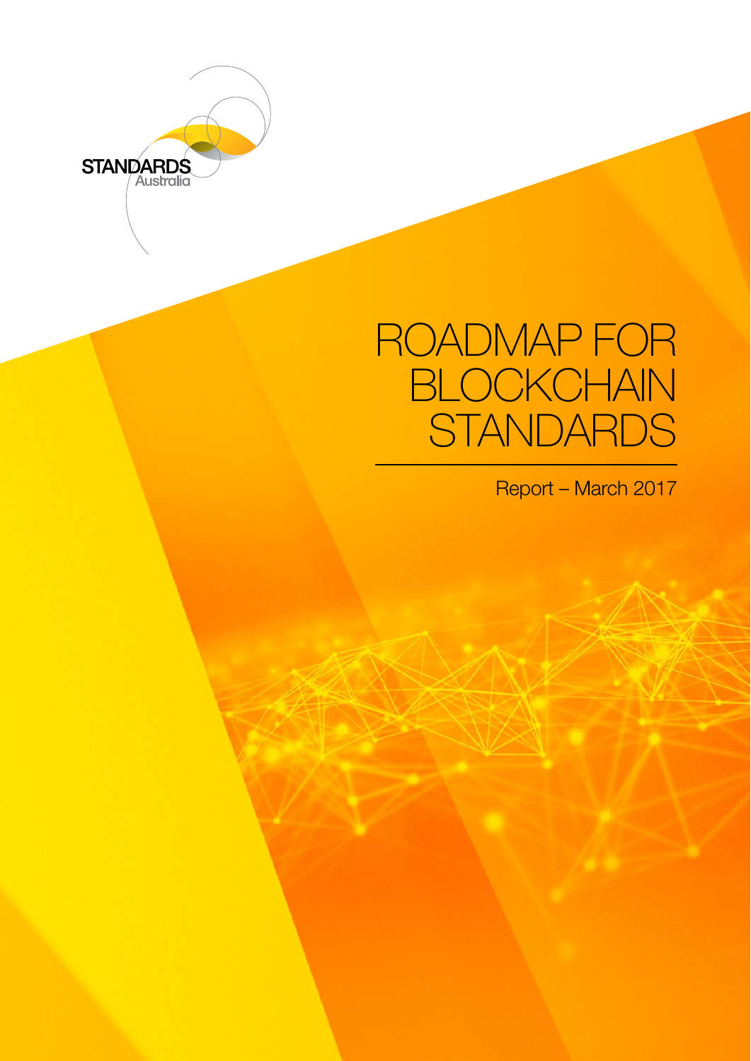STANDARDS Australia

# ROADMAP FOR BLOCKCHAIN STANDARDS

Report – March 2017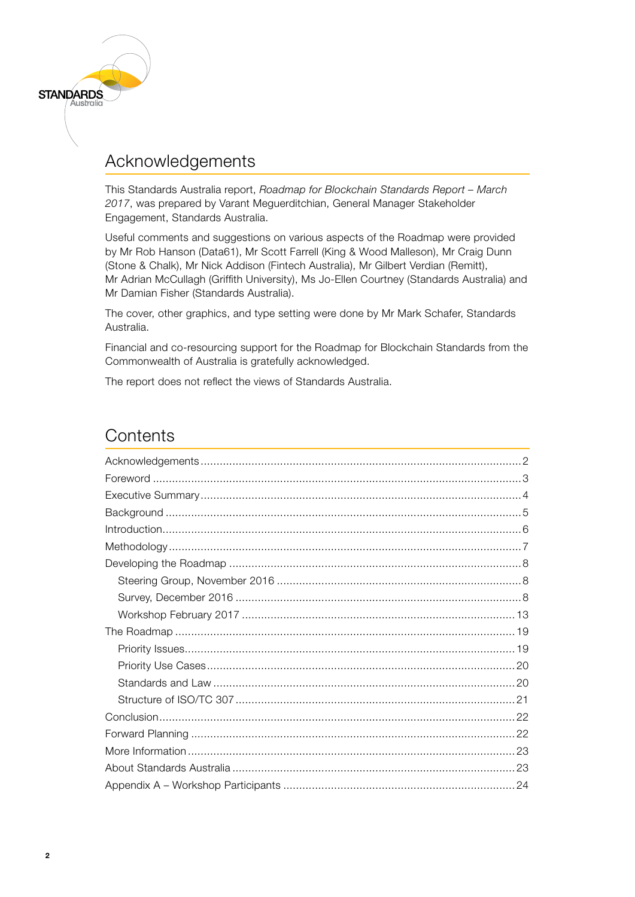## Acknowledgements

This Standards Australia report, *Roadmap for Blockchain Standards Report – March 2017*, was prepared by Varant Meguerditchian, General Manager Stakeholder Engagement, Standards Australia.

Useful comments and suggestions on various aspects of the Roadmap were provided by Mr Rob Hanson (Data61), Mr Scott Farrell (King & Wood Malleson), Mr Craig Dunn (Stone & Chalk), Mr Nick Addison (Fintech Australia), Mr Gilbert Verdian (Remitt), Mr Adrian McCullagh (Griffith University), Ms Jo-Ellen Courtney (Standards Australia) and Mr Damian Fisher (Standards Australia).

The cover, other graphics, and type setting were done by Mr Mark Schafer, Standards Australia.

Financial and co-resourcing support for the Roadmap for Blockchain Standards from the Commonwealth of Australia is gratefully acknowledged.

The report does not reflect the views of Standards Australia.

## Contents

- Acknowledgements ........ 2
- Foreword ........ 3
- Executive Summary ........ 4
- Background ........ 5
- Introduction ........ 6
- Methodology ........ 7
- Developing the Roadmap ........ 8
  - Steering Group, November 2016 ........ 8
  - Survey, December 2016 ........ 8
  - Workshop February 2017 ........ 13
- The Roadmap ........ 19
  - Priority Issues ........ 19
  - Priority Use Cases ........ 20
  - Standards and Law ........ 20
  - Structure of ISO/TC 307 ........ 21
- Conclusion ........ 22
- Forward Planning ........ 22
- More Information ........ 23
- About Standards Australia ........ 23
- Appendix A – Workshop Participants ........ 24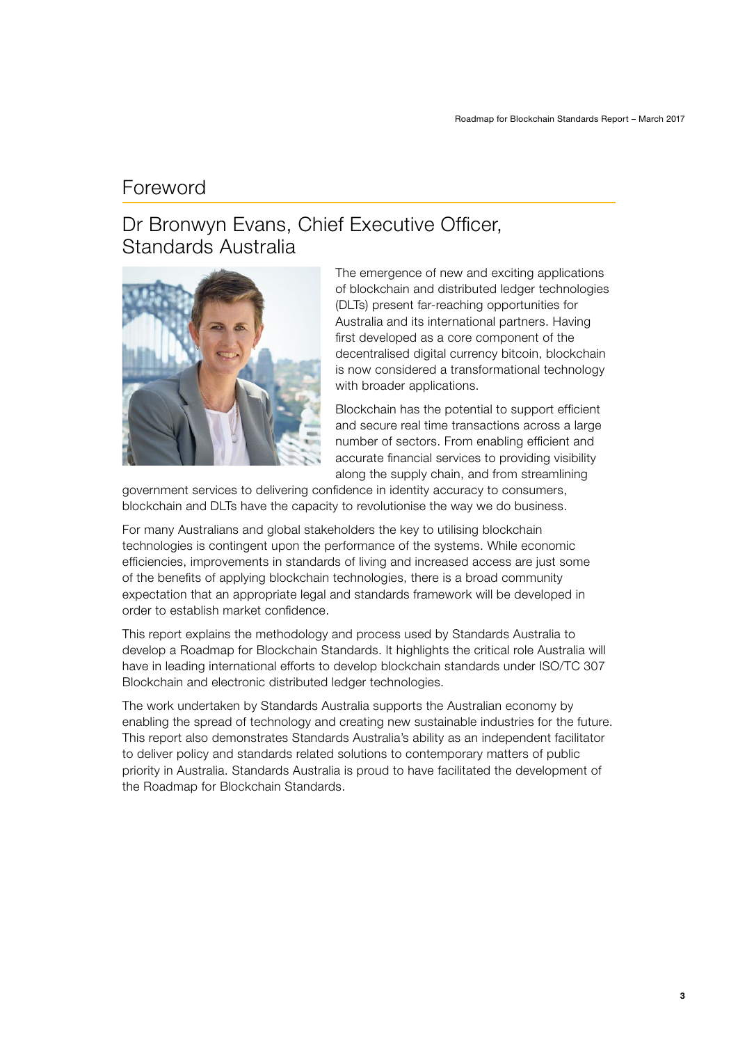# Foreword

## Dr Bronwyn Evans, Chief Executive Officer, Standards Australia

The emergence of new and exciting applications of blockchain and distributed ledger technologies (DLTs) present far-reaching opportunities for Australia and its international partners. Having first developed as a core component of the decentralised digital currency bitcoin, blockchain is now considered a transformational technology with broader applications.

Blockchain has the potential to support efficient and secure real time transactions across a large number of sectors. From enabling efficient and accurate financial services to providing visibility along the supply chain, and from streamlining government services to delivering confidence in identity accuracy to consumers, blockchain and DLTs have the capacity to revolutionise the way we do business.

For many Australians and global stakeholders the key to utilising blockchain technologies is contingent upon the performance of the systems. While economic efficiencies, improvements in standards of living and increased access are just some of the benefits of applying blockchain technologies, there is a broad community expectation that an appropriate legal and standards framework will be developed in order to establish market confidence.

This report explains the methodology and process used by Standards Australia to develop a Roadmap for Blockchain Standards. It highlights the critical role Australia will have in leading international efforts to develop blockchain standards under ISO/TC 307 Blockchain and electronic distributed ledger technologies.

The work undertaken by Standards Australia supports the Australian economy by enabling the spread of technology and creating new sustainable industries for the future. This report also demonstrates Standards Australia's ability as an independent facilitator to deliver policy and standards related solutions to contemporary matters of public priority in Australia. Standards Australia is proud to have facilitated the development of the Roadmap for Blockchain Standards.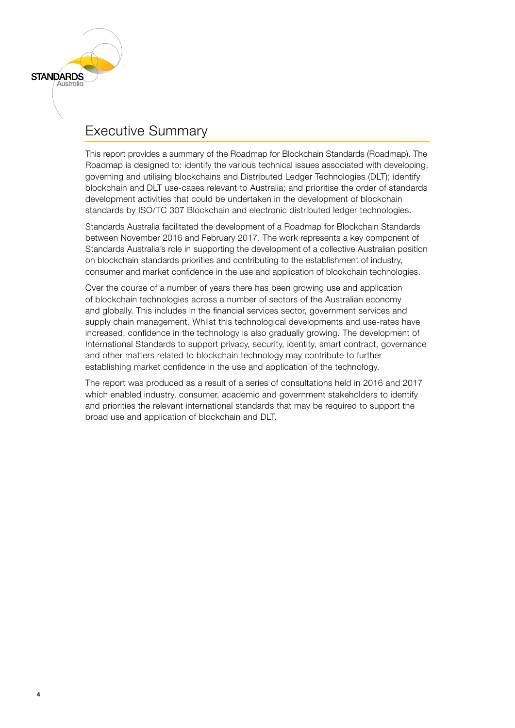# Executive Summary

This report provides a summary of the Roadmap for Blockchain Standards (Roadmap). The Roadmap is designed to: identify the various technical issues associated with developing, governing and utilising blockchains and Distributed Ledger Technologies (DLT); identify blockchain and DLT use-cases relevant to Australia; and prioritise the order of standards development activities that could be undertaken in the development of blockchain standards by ISO/TC 307 Blockchain and electronic distributed ledger technologies.

Standards Australia facilitated the development of a Roadmap for Blockchain Standards between November 2016 and February 2017. The work represents a key component of Standards Australia's role in supporting the development of a collective Australian position on blockchain standards priorities and contributing to the establishment of industry, consumer and market confidence in the use and application of blockchain technologies.

Over the course of a number of years there has been growing use and application of blockchain technologies across a number of sectors of the Australian economy and globally. This includes in the financial services sector, government services and supply chain management. Whilst this technological developments and use-rates have increased, confidence in the technology is also gradually growing. The development of International Standards to support privacy, security, identity, smart contract, governance and other matters related to blockchain technology may contribute to further establishing market confidence in the use and application of the technology.

The report was produced as a result of a series of consultations held in 2016 and 2017 which enabled industry, consumer, academic and government stakeholders to identify and priorities the relevant international standards that may be required to support the broad use and application of blockchain and DLT.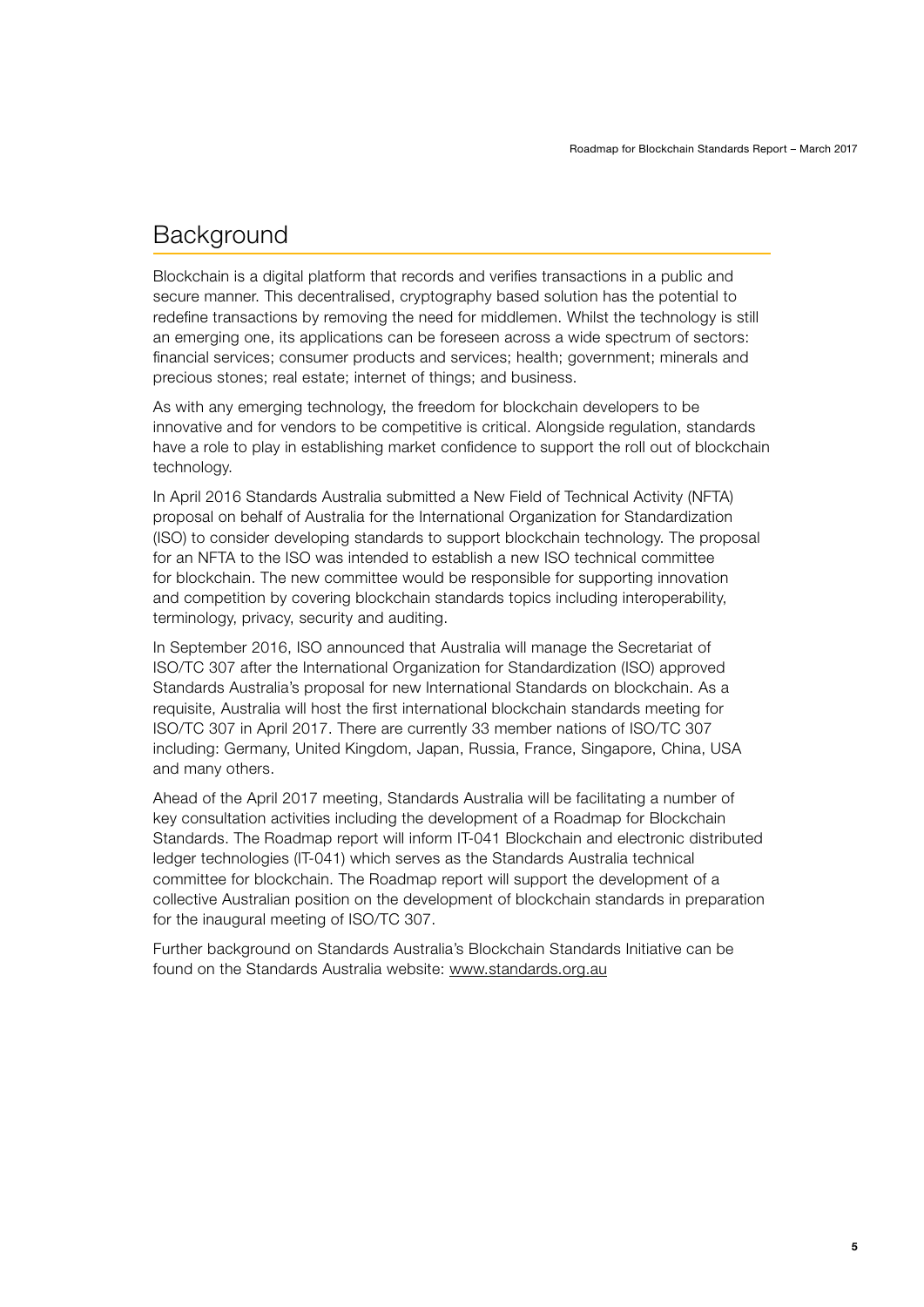## Background

Blockchain is a digital platform that records and verifies transactions in a public and secure manner. This decentralised, cryptography based solution has the potential to redefine transactions by removing the need for middlemen. Whilst the technology is still an emerging one, its applications can be foreseen across a wide spectrum of sectors: financial services; consumer products and services; health; government; minerals and precious stones; real estate; internet of things; and business.

As with any emerging technology, the freedom for blockchain developers to be innovative and for vendors to be competitive is critical. Alongside regulation, standards have a role to play in establishing market confidence to support the roll out of blockchain technology.

In April 2016 Standards Australia submitted a New Field of Technical Activity (NFTA) proposal on behalf of Australia for the International Organization for Standardization (ISO) to consider developing standards to support blockchain technology. The proposal for an NFTA to the ISO was intended to establish a new ISO technical committee for blockchain. The new committee would be responsible for supporting innovation and competition by covering blockchain standards topics including interoperability, terminology, privacy, security and auditing.

In September 2016, ISO announced that Australia will manage the Secretariat of ISO/TC 307 after the International Organization for Standardization (ISO) approved Standards Australia's proposal for new International Standards on blockchain. As a requisite, Australia will host the first international blockchain standards meeting for ISO/TC 307 in April 2017. There are currently 33 member nations of ISO/TC 307 including: Germany, United Kingdom, Japan, Russia, France, Singapore, China, USA and many others.

Ahead of the April 2017 meeting, Standards Australia will be facilitating a number of key consultation activities including the development of a Roadmap for Blockchain Standards. The Roadmap report will inform IT-041 Blockchain and electronic distributed ledger technologies (IT-041) which serves as the Standards Australia technical committee for blockchain. The Roadmap report will support the development of a collective Australian position on the development of blockchain standards in preparation for the inaugural meeting of ISO/TC 307.

Further background on Standards Australia's Blockchain Standards Initiative can be found on the Standards Australia website: www.standards.org.au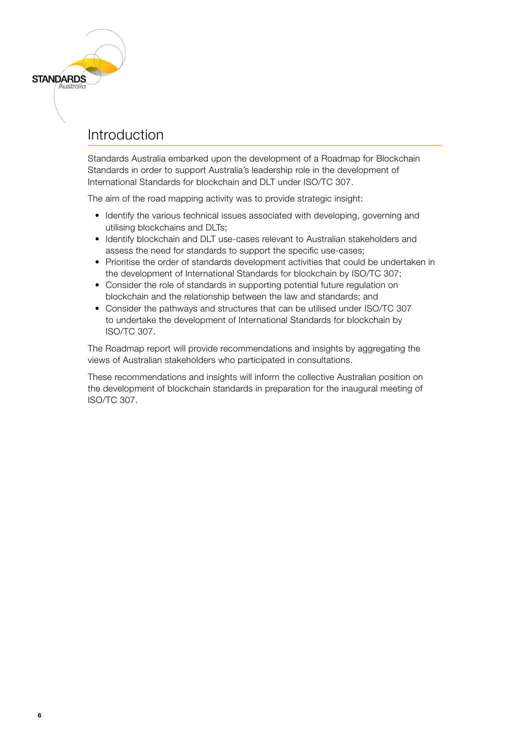# Introduction

Standards Australia embarked upon the development of a Roadmap for Blockchain Standards in order to support Australia's leadership role in the development of International Standards for blockchain and DLT under ISO/TC 307.

The aim of the road mapping activity was to provide strategic insight:

- Identify the various technical issues associated with developing, governing and utilising blockchains and DLTs;
- Identify blockchain and DLT use-cases relevant to Australian stakeholders and assess the need for standards to support the specific use-cases;
- Prioritise the order of standards development activities that could be undertaken in the development of International Standards for blockchain by ISO/TC 307;
- Consider the role of standards in supporting potential future regulation on blockchain and the relationship between the law and standards; and
- Consider the pathways and structures that can be utilised under ISO/TC 307 to undertake the development of International Standards for blockchain by ISO/TC 307.

The Roadmap report will provide recommendations and insights by aggregating the views of Australian stakeholders who participated in consultations.

These recommendations and insights will inform the collective Australian position on the development of blockchain standards in preparation for the inaugural meeting of ISO/TC 307.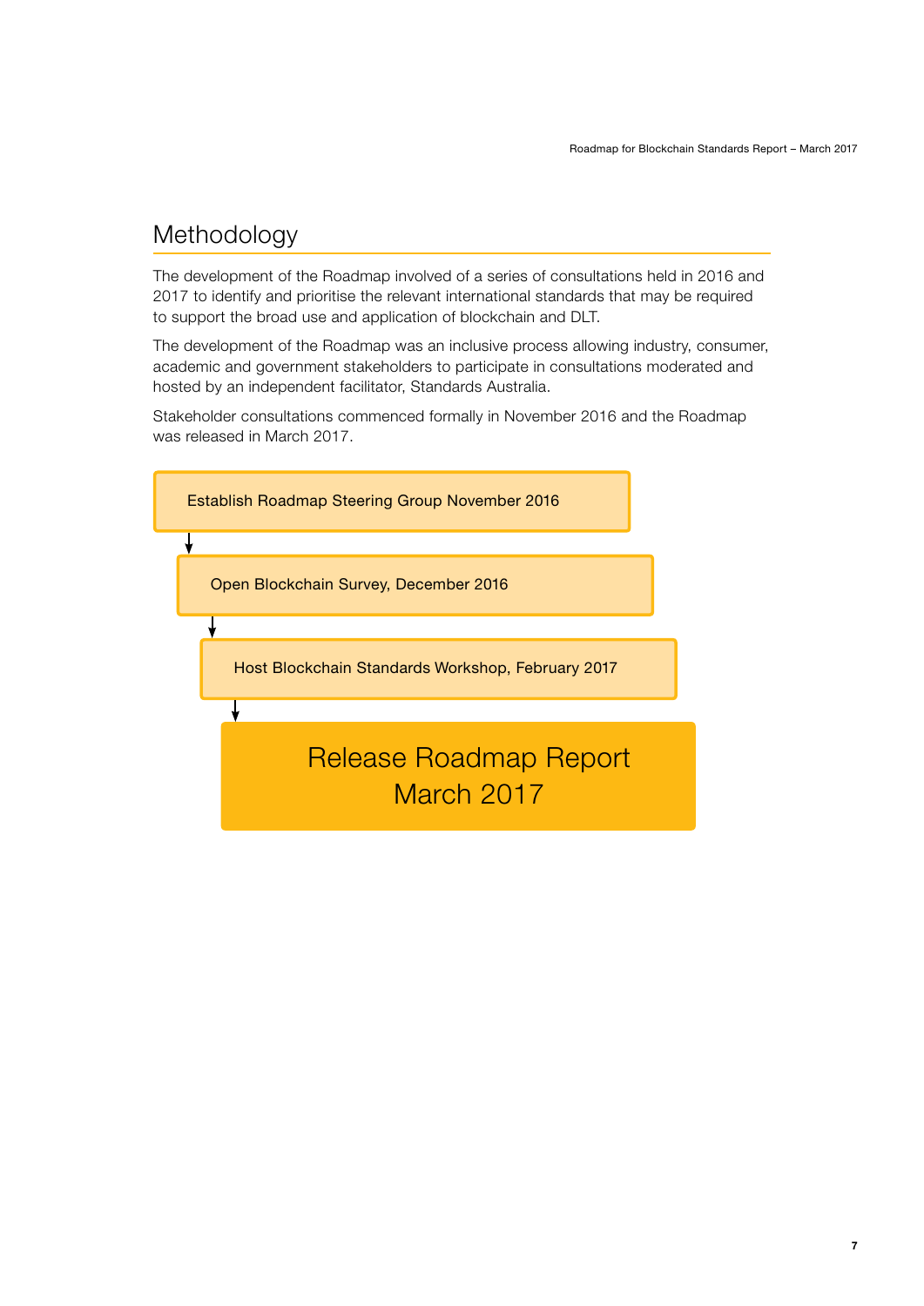## Methodology

The development of the Roadmap involved of a series of consultations held in 2016 and 2017 to identify and prioritise the relevant international standards that may be required to support the broad use and application of blockchain and DLT.

The development of the Roadmap was an inclusive process allowing industry, consumer, academic and government stakeholders to participate in consultations moderated and hosted by an independent facilitator, Standards Australia.

Stakeholder consultations commenced formally in November 2016 and the Roadmap was released in March 2017.

Establish Roadmap Steering Group November 2016

↓

Open Blockchain Survey, December 2016

↓

Host Blockchain Standards Workshop, February 2017

↓

Release Roadmap Report March 2017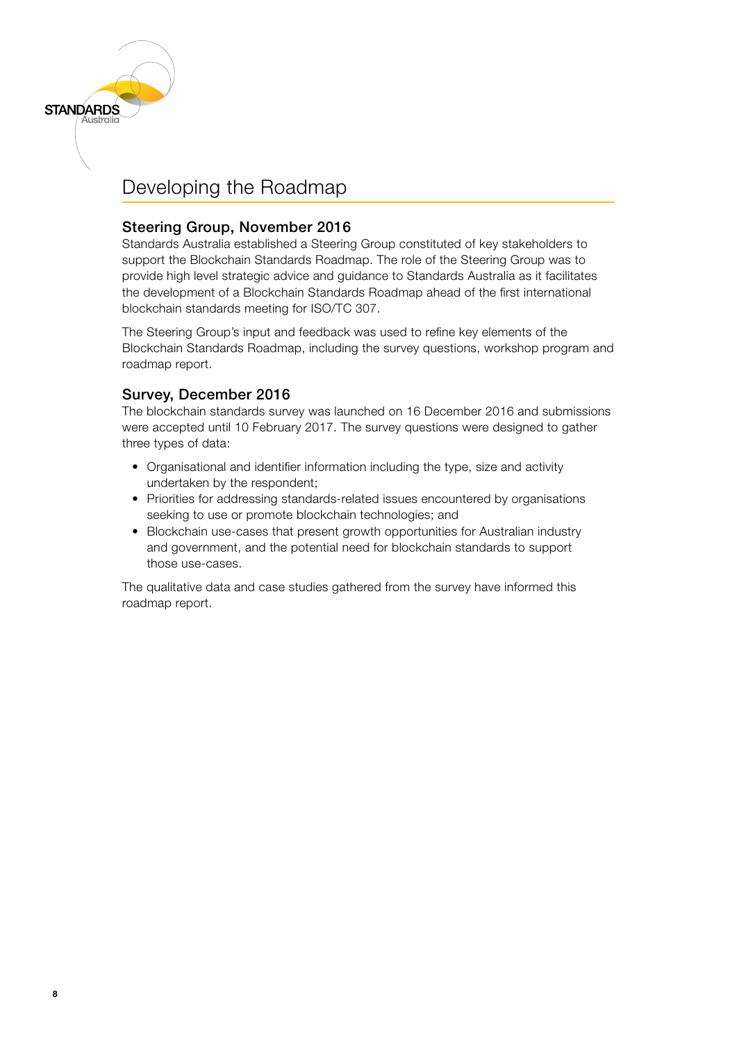# Developing the Roadmap

## Steering Group, November 2016

Standards Australia established a Steering Group constituted of key stakeholders to support the Blockchain Standards Roadmap. The role of the Steering Group was to provide high level strategic advice and guidance to Standards Australia as it facilitates the development of a Blockchain Standards Roadmap ahead of the first international blockchain standards meeting for ISO/TC 307.

The Steering Group's input and feedback was used to refine key elements of the Blockchain Standards Roadmap, including the survey questions, workshop program and roadmap report.

## Survey, December 2016

The blockchain standards survey was launched on 16 December 2016 and submissions were accepted until 10 February 2017. The survey questions were designed to gather three types of data:

- Organisational and identifier information including the type, size and activity undertaken by the respondent;
- Priorities for addressing standards-related issues encountered by organisations seeking to use or promote blockchain technologies; and
- Blockchain use-cases that present growth opportunities for Australian industry and government, and the potential need for blockchain standards to support those use-cases.

The qualitative data and case studies gathered from the survey have informed this roadmap report.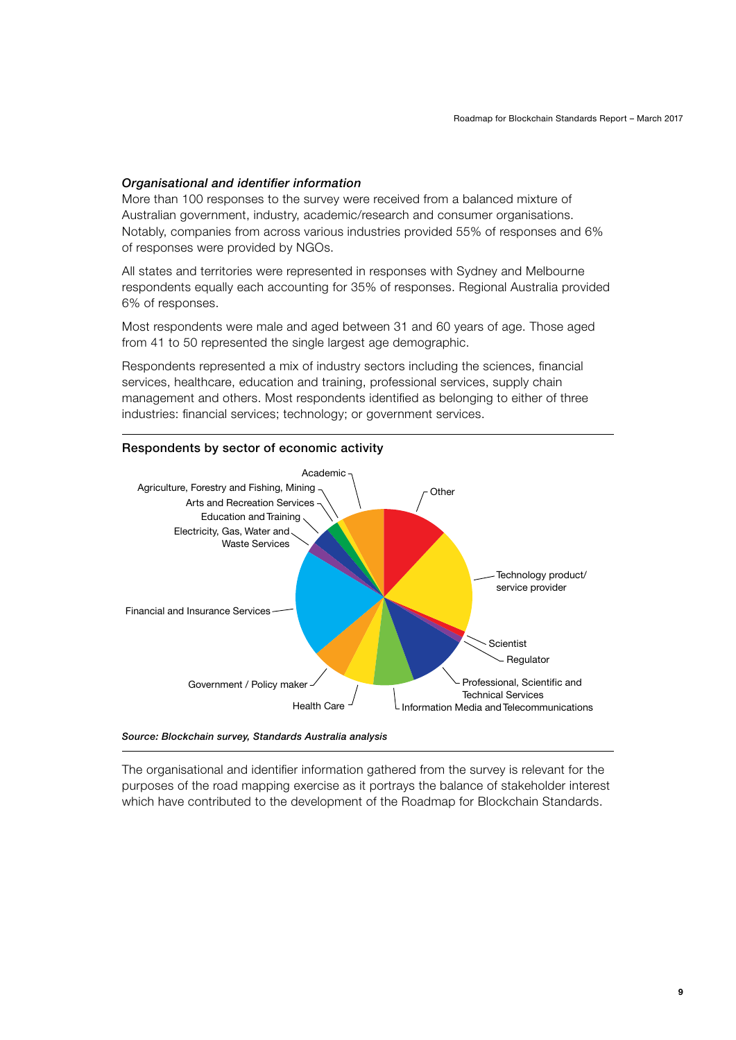***Organisational and identifier information***

More than 100 responses to the survey were received from a balanced mixture of Australian government, industry, academic/research and consumer organisations. Notably, companies from across various industries provided 55% of responses and 6% of responses were provided by NGOs.

All states and territories were represented in responses with Sydney and Melbourne respondents equally each accounting for 35% of responses. Regional Australia provided 6% of responses.

Most respondents were male and aged between 31 and 60 years of age. Those aged from 41 to 50 represented the single largest age demographic.

Respondents represented a mix of industry sectors including the sciences, financial services, healthcare, education and training, professional services, supply chain management and others. Most respondents identified as belonging to either of three industries: financial services; technology; or government services.

**Respondents by sector of economic activity**

Academic

Agriculture, Forestry and Fishing, Mining

Arts and Recreation Services

Education and Training

Electricity, Gas, Water and Waste Services

Financial and Insurance Services

Government / Policy maker

Health Care

Information Media and Telecommunications

Professional, Scientific and Technical Services

Regulator

Scientist

Technology product/ service provider

Other

***Source: Blockchain survey, Standards Australia analysis***

The organisational and identifier information gathered from the survey is relevant for the purposes of the road mapping exercise as it portrays the balance of stakeholder interest which have contributed to the development of the Roadmap for Blockchain Standards.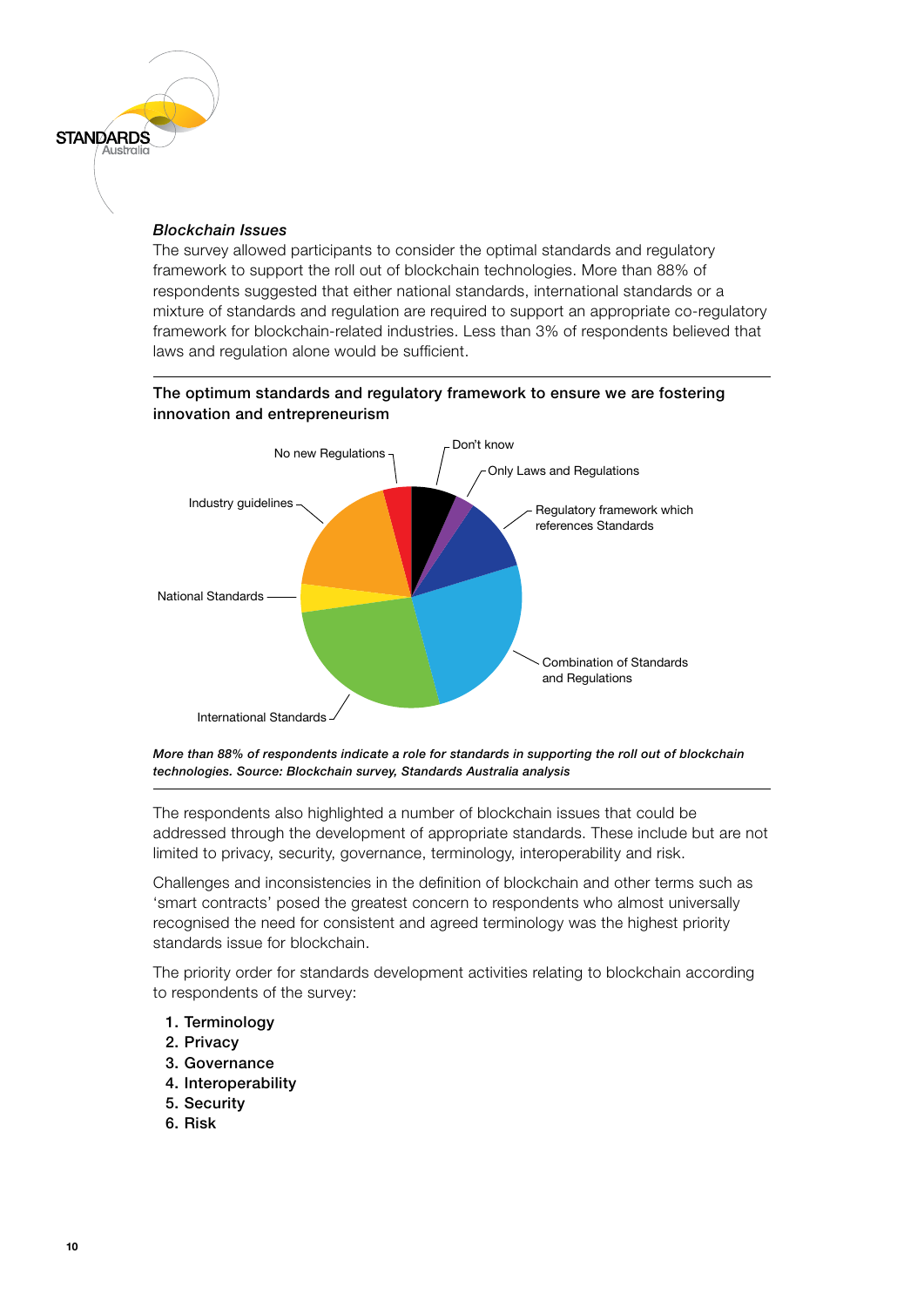*Blockchain Issues*

The survey allowed participants to consider the optimal standards and regulatory framework to support the roll out of blockchain technologies. More than 88% of respondents suggested that either national standards, international standards or a mixture of standards and regulation are required to support an appropriate co-regulatory framework for blockchain-related industries. Less than 3% of respondents believed that laws and regulation alone would be sufficient.

The optimum standards and regulatory framework to ensure we are fostering innovation and entrepreneurism

*More than 88% of respondents indicate a role for standards in supporting the roll out of blockchain technologies. Source: Blockchain survey, Standards Australia analysis*

The respondents also highlighted a number of blockchain issues that could be addressed through the development of appropriate standards. These include but are not limited to privacy, security, governance, terminology, interoperability and risk.

Challenges and inconsistencies in the definition of blockchain and other terms such as 'smart contracts' posed the greatest concern to respondents who almost universally recognised the need for consistent and agreed terminology was the highest priority standards issue for blockchain.

The priority order for standards development activities relating to blockchain according to respondents of the survey:

1. Terminology
2. Privacy
3. Governance
4. Interoperability
5. Security
6. Risk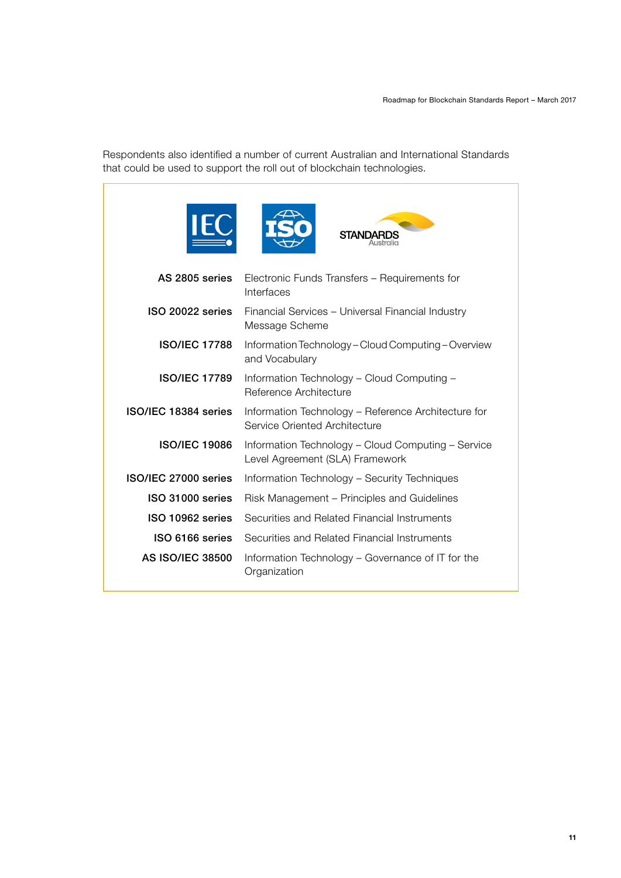Respondents also identified a number of current Australian and International Standards that could be used to support the roll out of blockchain technologies.

| Standard | Title |
| --- | --- |
| **AS 2805 series** | Electronic Funds Transfers – Requirements for Interfaces |
| **ISO 20022 series** | Financial Services – Universal Financial Industry Message Scheme |
| **ISO/IEC 17788** | Information Technology – Cloud Computing – Overview and Vocabulary |
| **ISO/IEC 17789** | Information Technology – Cloud Computing – Reference Architecture |
| **ISO/IEC 18384 series** | Information Technology – Reference Architecture for Service Oriented Architecture |
| **ISO/IEC 19086** | Information Technology – Cloud Computing – Service Level Agreement (SLA) Framework |
| **ISO/IEC 27000 series** | Information Technology – Security Techniques |
| **ISO 31000 series** | Risk Management – Principles and Guidelines |
| **ISO 10962 series** | Securities and Related Financial Instruments |
| **ISO 6166 series** | Securities and Related Financial Instruments |
| **AS ISO/IEC 38500** | Information Technology – Governance of IT for the Organization |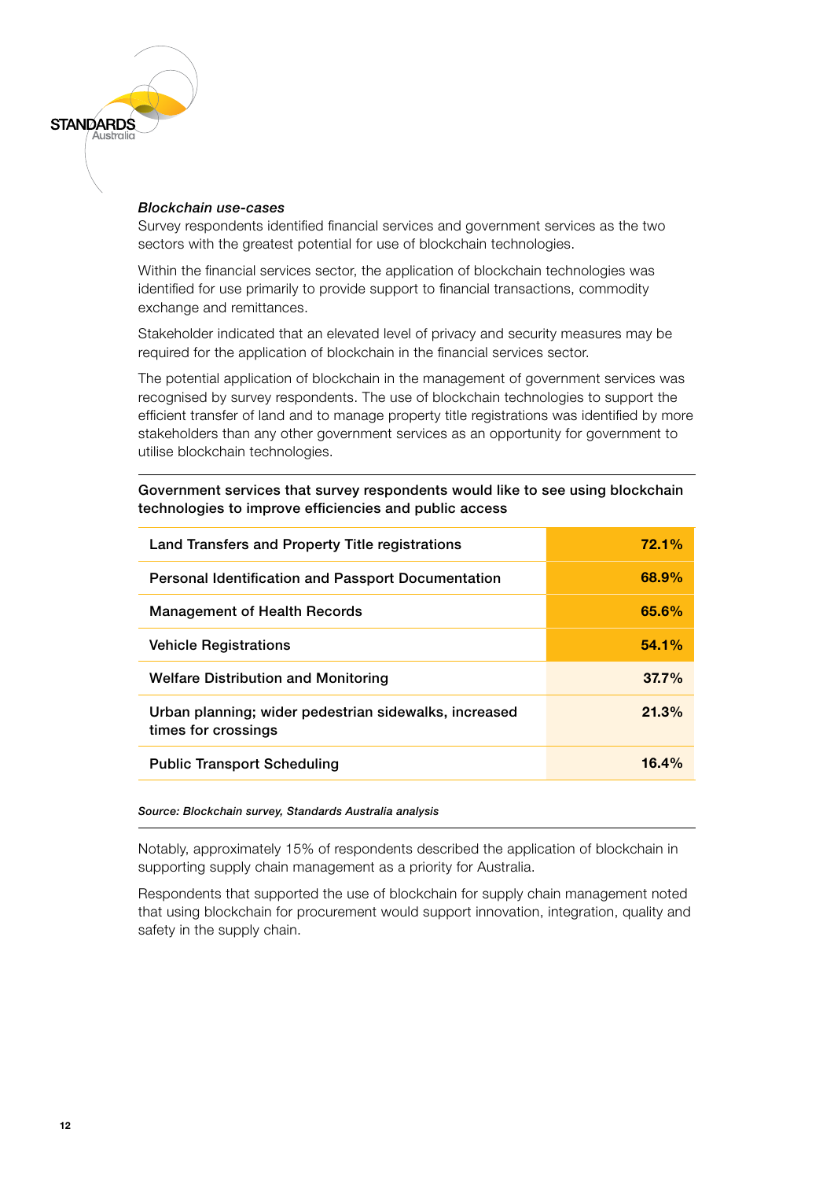### *Blockchain use-cases*

Survey respondents identified financial services and government services as the two sectors with the greatest potential for use of blockchain technologies.

Within the financial services sector, the application of blockchain technologies was identified for use primarily to provide support to financial transactions, commodity exchange and remittances.

Stakeholder indicated that an elevated level of privacy and security measures may be required for the application of blockchain in the financial services sector.

The potential application of blockchain in the management of government services was recognised by survey respondents. The use of blockchain technologies to support the efficient transfer of land and to manage property title registrations was identified by more stakeholders than any other government services as an opportunity for government to utilise blockchain technologies.

**Government services that survey respondents would like to see using blockchain technologies to improve efficiencies and public access**

| Service | % |
|---|---|
| Land Transfers and Property Title registrations | **72.1%** |
| Personal Identification and Passport Documentation | **68.9%** |
| Management of Health Records | **65.6%** |
| Vehicle Registrations | **54.1%** |
| Welfare Distribution and Monitoring | **37.7%** |
| Urban planning; wider pedestrian sidewalks, increased times for crossings | **21.3%** |
| Public Transport Scheduling | **16.4%** |

*Source: Blockchain survey, Standards Australia analysis*

Notably, approximately 15% of respondents described the application of blockchain in supporting supply chain management as a priority for Australia.

Respondents that supported the use of blockchain for supply chain management noted that using blockchain for procurement would support innovation, integration, quality and safety in the supply chain.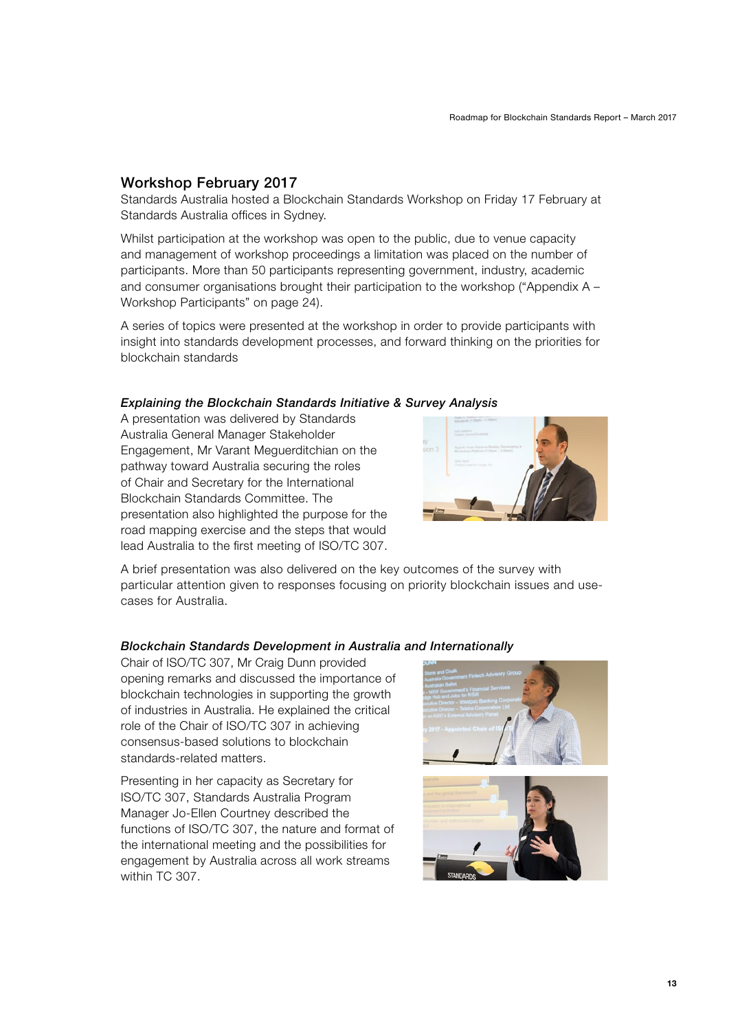## Workshop February 2017

Standards Australia hosted a Blockchain Standards Workshop on Friday 17 February at Standards Australia offices in Sydney.

Whilst participation at the workshop was open to the public, due to venue capacity and management of workshop proceedings a limitation was placed on the number of participants. More than 50 participants representing government, industry, academic and consumer organisations brought their participation to the workshop ("Appendix A – Workshop Participants" on page 24).

A series of topics were presented at the workshop in order to provide participants with insight into standards development processes, and forward thinking on the priorities for blockchain standards

### *Explaining the Blockchain Standards Initiative & Survey Analysis*

A presentation was delivered by Standards Australia General Manager Stakeholder Engagement, Mr Varant Meguerditchian on the pathway toward Australia securing the roles of Chair and Secretary for the International Blockchain Standards Committee. The presentation also highlighted the purpose for the road mapping exercise and the steps that would lead Australia to the first meeting of ISO/TC 307.

A brief presentation was also delivered on the key outcomes of the survey with particular attention given to responses focusing on priority blockchain issues and use-cases for Australia.

### *Blockchain Standards Development in Australia and Internationally*

Chair of ISO/TC 307, Mr Craig Dunn provided opening remarks and discussed the importance of blockchain technologies in supporting the growth of industries in Australia. He explained the critical role of the Chair of ISO/TC 307 in achieving consensus-based solutions to blockchain standards-related matters.

Presenting in her capacity as Secretary for ISO/TC 307, Standards Australia Program Manager Jo-Ellen Courtney described the functions of ISO/TC 307, the nature and format of the international meeting and the possibilities for engagement by Australia across all work streams within TC 307.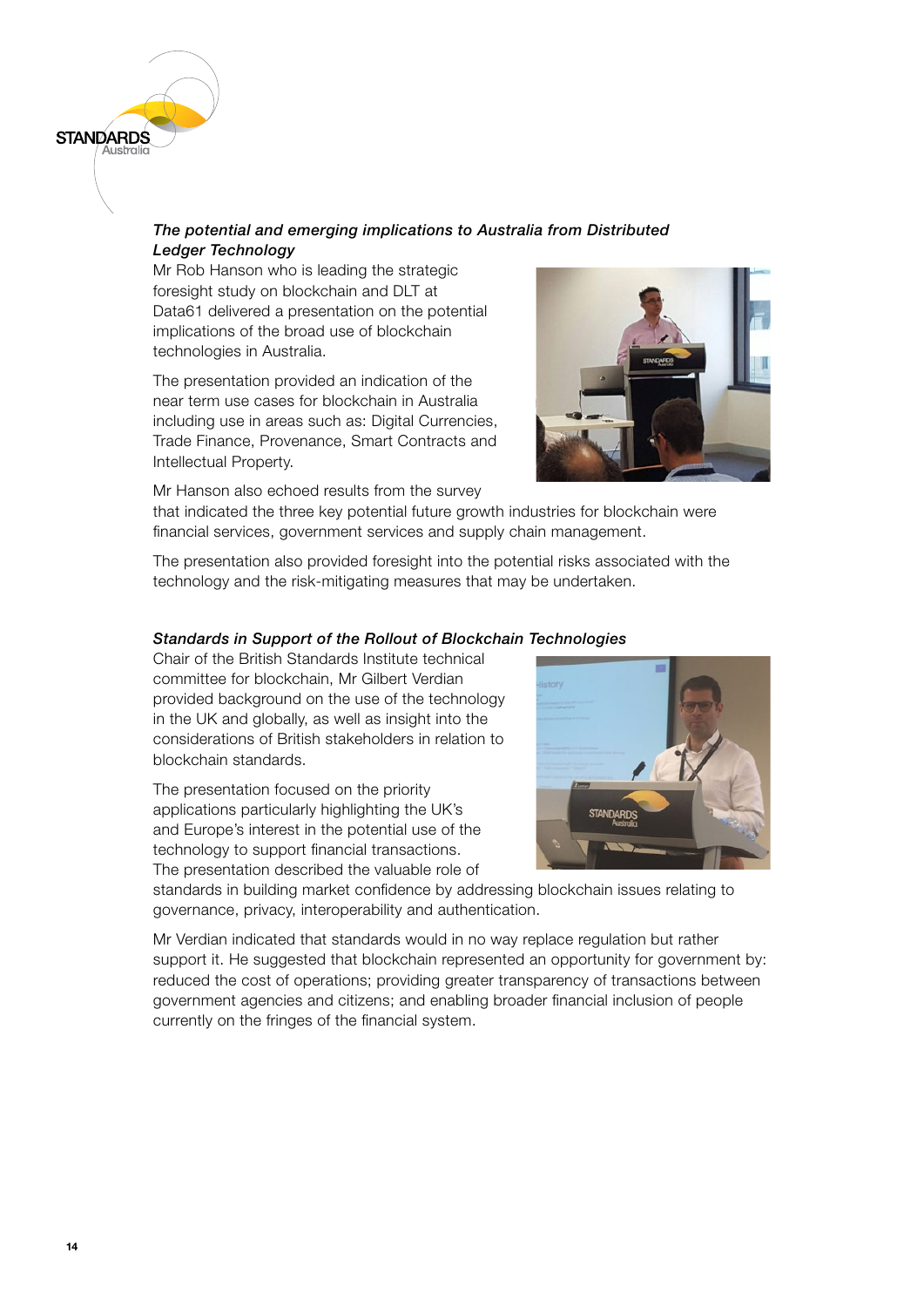### *The potential and emerging implications to Australia from Distributed Ledger Technology*

Mr Rob Hanson who is leading the strategic foresight study on blockchain and DLT at Data61 delivered a presentation on the potential implications of the broad use of blockchain technologies in Australia.

The presentation provided an indication of the near term use cases for blockchain in Australia including use in areas such as: Digital Currencies, Trade Finance, Provenance, Smart Contracts and Intellectual Property.

Mr Hanson also echoed results from the survey that indicated the three key potential future growth industries for blockchain were financial services, government services and supply chain management.

The presentation also provided foresight into the potential risks associated with the technology and the risk-mitigating measures that may be undertaken.

### *Standards in Support of the Rollout of Blockchain Technologies*

Chair of the British Standards Institute technical committee for blockchain, Mr Gilbert Verdian provided background on the use of the technology in the UK and globally, as well as insight into the considerations of British stakeholders in relation to blockchain standards.

The presentation focused on the priority applications particularly highlighting the UK's and Europe's interest in the potential use of the technology to support financial transactions. The presentation described the valuable role of standards in building market confidence by addressing blockchain issues relating to governance, privacy, interoperability and authentication.

Mr Verdian indicated that standards would in no way replace regulation but rather support it. He suggested that blockchain represented an opportunity for government by: reduced the cost of operations; providing greater transparency of transactions between government agencies and citizens; and enabling broader financial inclusion of people currently on the fringes of the financial system.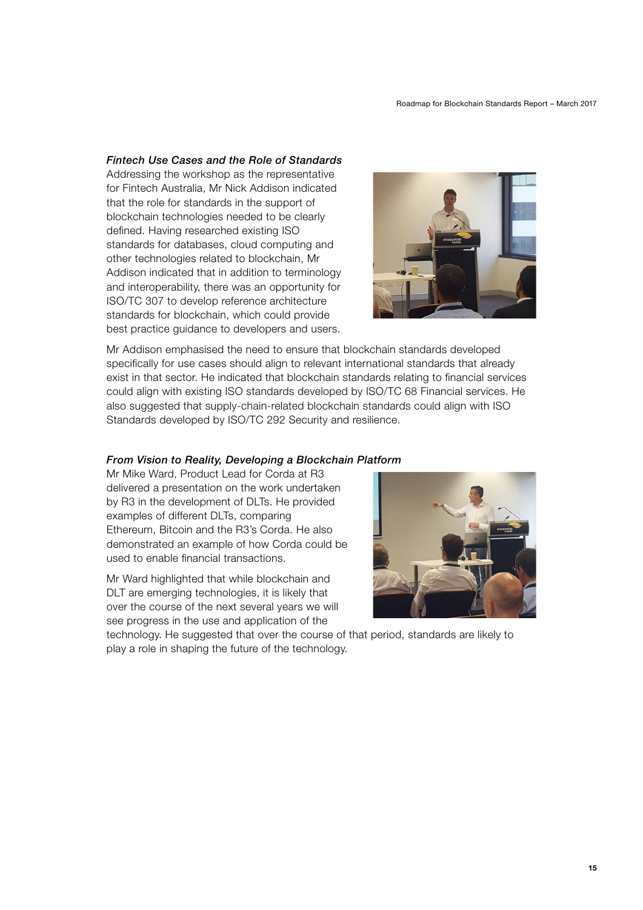### *Fintech Use Cases and the Role of Standards*

Addressing the workshop as the representative for Fintech Australia, Mr Nick Addison indicated that the role for standards in the support of blockchain technologies needed to be clearly defined. Having researched existing ISO standards for databases, cloud computing and other technologies related to blockchain, Mr Addison indicated that in addition to terminology and interoperability, there was an opportunity for ISO/TC 307 to develop reference architecture standards for blockchain, which could provide best practice guidance to developers and users.

Mr Addison emphasised the need to ensure that blockchain standards developed specifically for use cases should align to relevant international standards that already exist in that sector. He indicated that blockchain standards relating to financial services could align with existing ISO standards developed by ISO/TC 68 Financial services. He also suggested that supply-chain-related blockchain standards could align with ISO Standards developed by ISO/TC 292 Security and resilience.

### *From Vision to Reality, Developing a Blockchain Platform*

Mr Mike Ward, Product Lead for Corda at R3 delivered a presentation on the work undertaken by R3 in the development of DLTs. He provided examples of different DLTs, comparing Ethereum, Bitcoin and the R3's Corda. He also demonstrated an example of how Corda could be used to enable financial transactions.

Mr Ward highlighted that while blockchain and DLT are emerging technologies, it is likely that over the course of the next several years we will see progress in the use and application of the technology. He suggested that over the course of that period, standards are likely to play a role in shaping the future of the technology.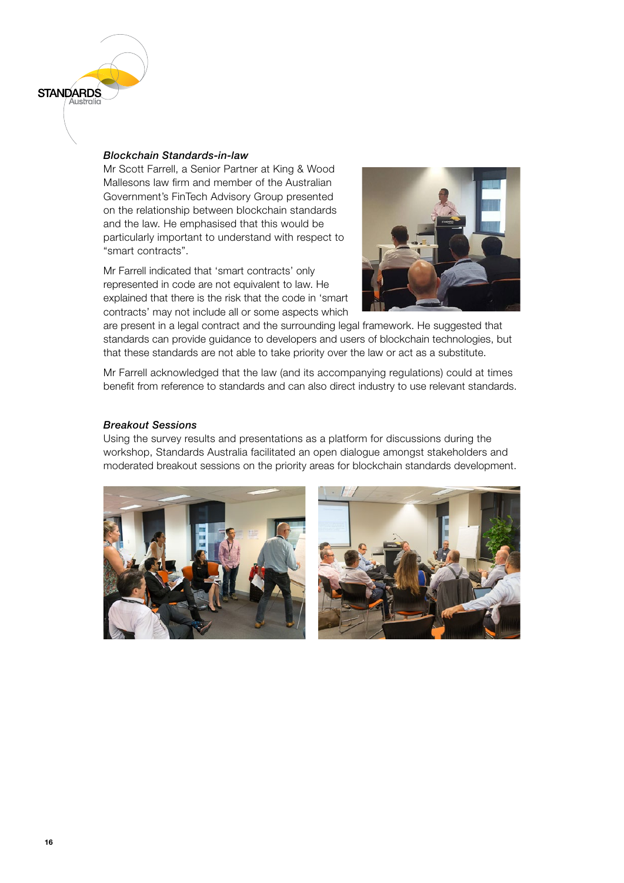### *Blockchain Standards-in-law*

Mr Scott Farrell, a Senior Partner at King & Wood Mallesons law firm and member of the Australian Government's FinTech Advisory Group presented on the relationship between blockchain standards and the law. He emphasised that this would be particularly important to understand with respect to "smart contracts".

Mr Farrell indicated that 'smart contracts' only represented in code are not equivalent to law. He explained that there is the risk that the code in 'smart contracts' may not include all or some aspects which are present in a legal contract and the surrounding legal framework. He suggested that standards can provide guidance to developers and users of blockchain technologies, but that these standards are not able to take priority over the law or act as a substitute.

Mr Farrell acknowledged that the law (and its accompanying regulations) could at times benefit from reference to standards and can also direct industry to use relevant standards.

### *Breakout Sessions*

Using the survey results and presentations as a platform for discussions during the workshop, Standards Australia facilitated an open dialogue amongst stakeholders and moderated breakout sessions on the priority areas for blockchain standards development.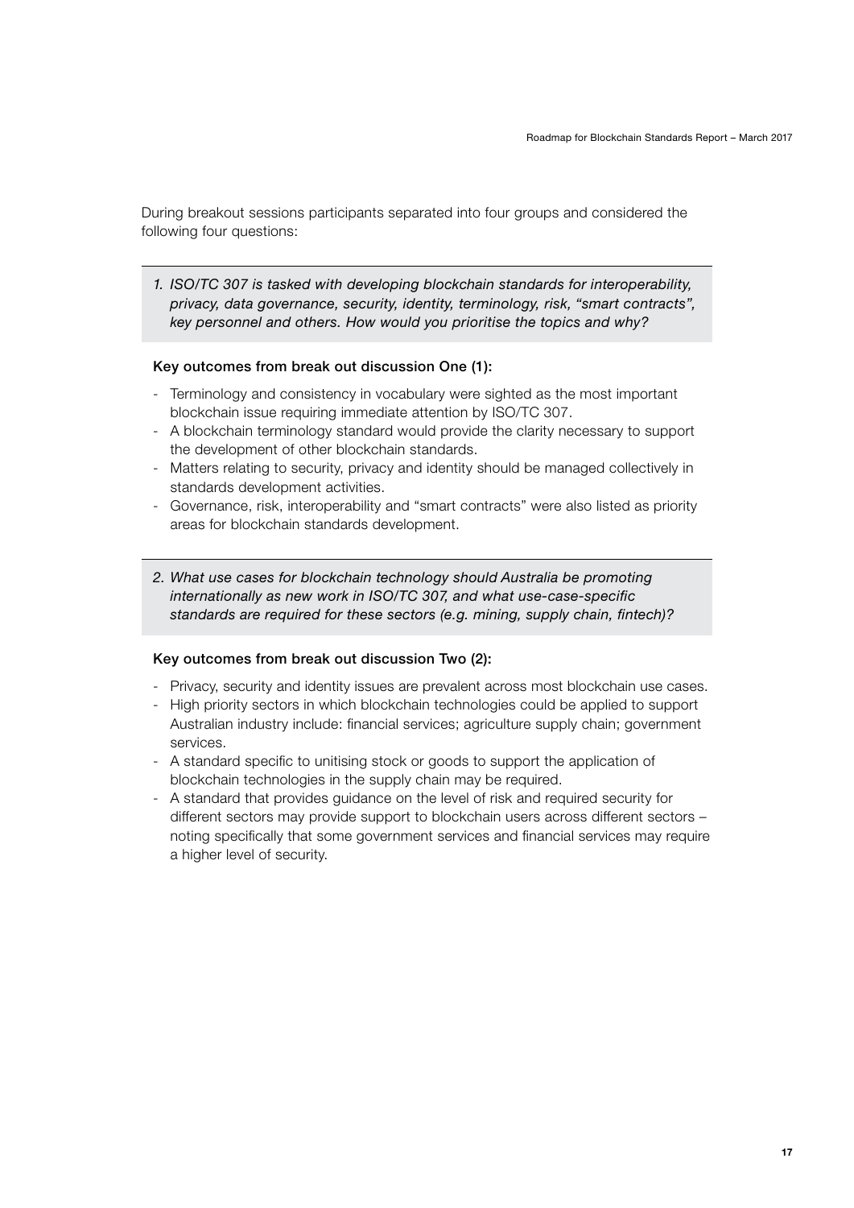During breakout sessions participants separated into four groups and considered the following four questions:

*1. ISO/TC 307 is tasked with developing blockchain standards for interoperability, privacy, data governance, security, identity, terminology, risk, "smart contracts", key personnel and others. How would you prioritise the topics and why?*

**Key outcomes from break out discussion One (1):**

- Terminology and consistency in vocabulary were sighted as the most important blockchain issue requiring immediate attention by ISO/TC 307.
- A blockchain terminology standard would provide the clarity necessary to support the development of other blockchain standards.
- Matters relating to security, privacy and identity should be managed collectively in standards development activities.
- Governance, risk, interoperability and "smart contracts" were also listed as priority areas for blockchain standards development.

*2. What use cases for blockchain technology should Australia be promoting internationally as new work in ISO/TC 307, and what use-case-specific standards are required for these sectors (e.g. mining, supply chain, fintech)?*

**Key outcomes from break out discussion Two (2):**

- Privacy, security and identity issues are prevalent across most blockchain use cases.
- High priority sectors in which blockchain technologies could be applied to support Australian industry include: financial services; agriculture supply chain; government services.
- A standard specific to unitising stock or goods to support the application of blockchain technologies in the supply chain may be required.
- A standard that provides guidance on the level of risk and required security for different sectors may provide support to blockchain users across different sectors – noting specifically that some government services and financial services may require a higher level of security.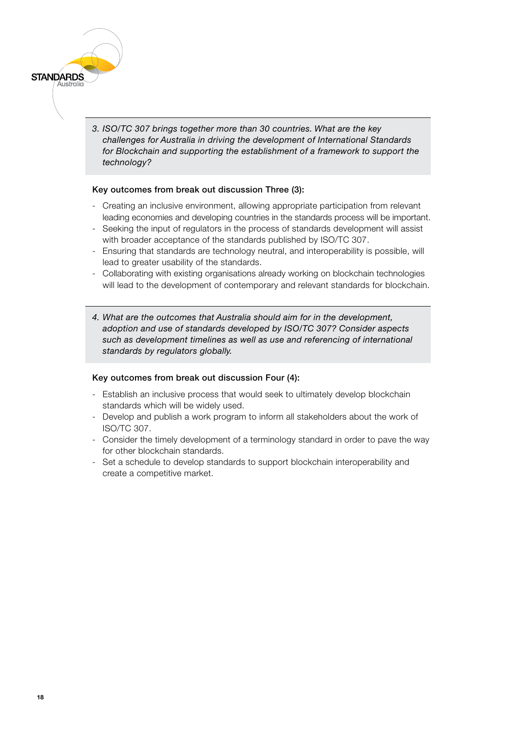*3. ISO/TC 307 brings together more than 30 countries. What are the key challenges for Australia in driving the development of International Standards for Blockchain and supporting the establishment of a framework to support the technology?*

**Key outcomes from break out discussion Three (3):**

- Creating an inclusive environment, allowing appropriate participation from relevant leading economies and developing countries in the standards process will be important.
- Seeking the input of regulators in the process of standards development will assist with broader acceptance of the standards published by ISO/TC 307.
- Ensuring that standards are technology neutral, and interoperability is possible, will lead to greater usability of the standards.
- Collaborating with existing organisations already working on blockchain technologies will lead to the development of contemporary and relevant standards for blockchain.

*4. What are the outcomes that Australia should aim for in the development, adoption and use of standards developed by ISO/TC 307? Consider aspects such as development timelines as well as use and referencing of international standards by regulators globally.*

**Key outcomes from break out discussion Four (4):**

- Establish an inclusive process that would seek to ultimately develop blockchain standards which will be widely used.
- Develop and publish a work program to inform all stakeholders about the work of ISO/TC 307.
- Consider the timely development of a terminology standard in order to pave the way for other blockchain standards.
- Set a schedule to develop standards to support blockchain interoperability and create a competitive market.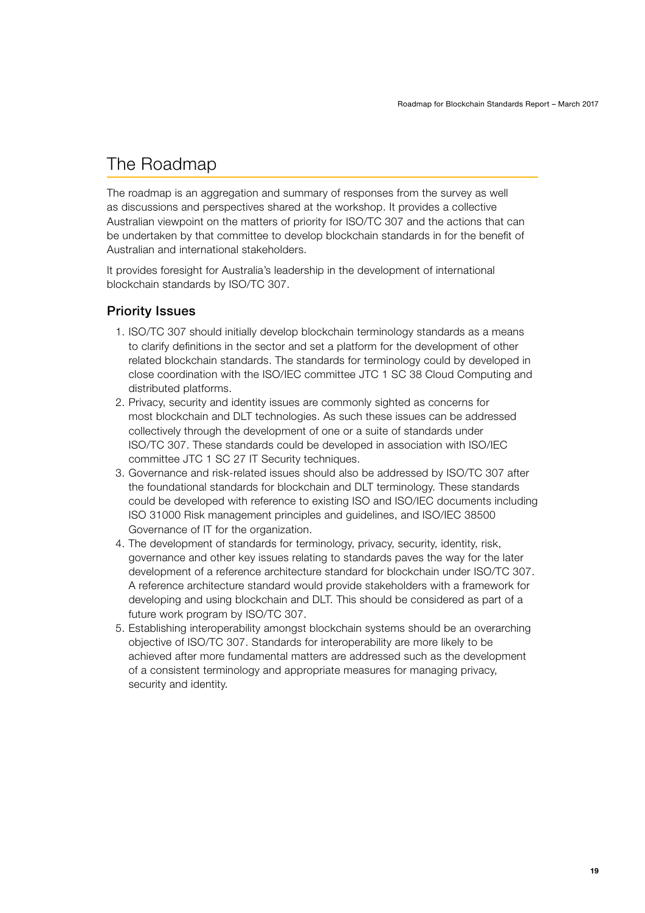# The Roadmap

The roadmap is an aggregation and summary of responses from the survey as well as discussions and perspectives shared at the workshop. It provides a collective Australian viewpoint on the matters of priority for ISO/TC 307 and the actions that can be undertaken by that committee to develop blockchain standards in for the benefit of Australian and international stakeholders.

It provides foresight for Australia's leadership in the development of international blockchain standards by ISO/TC 307.

## Priority Issues

1. ISO/TC 307 should initially develop blockchain terminology standards as a means to clarify definitions in the sector and set a platform for the development of other related blockchain standards. The standards for terminology could by developed in close coordination with the ISO/IEC committee JTC 1 SC 38 Cloud Computing and distributed platforms.
2. Privacy, security and identity issues are commonly sighted as concerns for most blockchain and DLT technologies. As such these issues can be addressed collectively through the development of one or a suite of standards under ISO/TC 307. These standards could be developed in association with ISO/IEC committee JTC 1 SC 27 IT Security techniques.
3. Governance and risk-related issues should also be addressed by ISO/TC 307 after the foundational standards for blockchain and DLT terminology. These standards could be developed with reference to existing ISO and ISO/IEC documents including ISO 31000 Risk management principles and guidelines, and ISO/IEC 38500 Governance of IT for the organization.
4. The development of standards for terminology, privacy, security, identity, risk, governance and other key issues relating to standards paves the way for the later development of a reference architecture standard for blockchain under ISO/TC 307. A reference architecture standard would provide stakeholders with a framework for developing and using blockchain and DLT. This should be considered as part of a future work program by ISO/TC 307.
5. Establishing interoperability amongst blockchain systems should be an overarching objective of ISO/TC 307. Standards for interoperability are more likely to be achieved after more fundamental matters are addressed such as the development of a consistent terminology and appropriate measures for managing privacy, security and identity.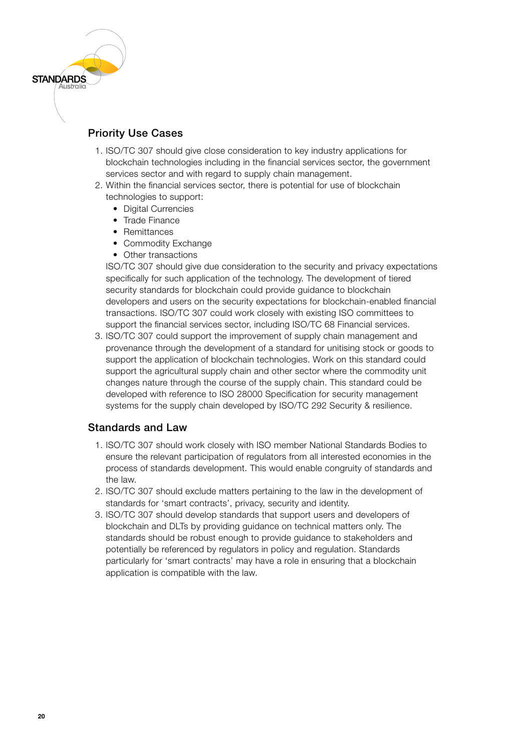## Priority Use Cases

1. ISO/TC 307 should give close consideration to key industry applications for blockchain technologies including in the financial services sector, the government services sector and with regard to supply chain management.
2. Within the financial services sector, there is potential for use of blockchain technologies to support:
   - Digital Currencies
   - Trade Finance
   - Remittances
   - Commodity Exchange
   - Other transactions

   ISO/TC 307 should give due consideration to the security and privacy expectations specifically for such application of the technology. The development of tiered security standards for blockchain could provide guidance to blockchain developers and users on the security expectations for blockchain-enabled financial transactions. ISO/TC 307 could work closely with existing ISO committees to support the financial services sector, including ISO/TC 68 Financial services.
3. ISO/TC 307 could support the improvement of supply chain management and provenance through the development of a standard for unitising stock or goods to support the application of blockchain technologies. Work on this standard could support the agricultural supply chain and other sector where the commodity unit changes nature through the course of the supply chain. This standard could be developed with reference to ISO 28000 Specification for security management systems for the supply chain developed by ISO/TC 292 Security & resilience.

## Standards and Law

1. ISO/TC 307 should work closely with ISO member National Standards Bodies to ensure the relevant participation of regulators from all interested economies in the process of standards development. This would enable congruity of standards and the law.
2. ISO/TC 307 should exclude matters pertaining to the law in the development of standards for 'smart contracts', privacy, security and identity.
3. ISO/TC 307 should develop standards that support users and developers of blockchain and DLTs by providing guidance on technical matters only. The standards should be robust enough to provide guidance to stakeholders and potentially be referenced by regulators in policy and regulation. Standards particularly for 'smart contracts' may have a role in ensuring that a blockchain application is compatible with the law.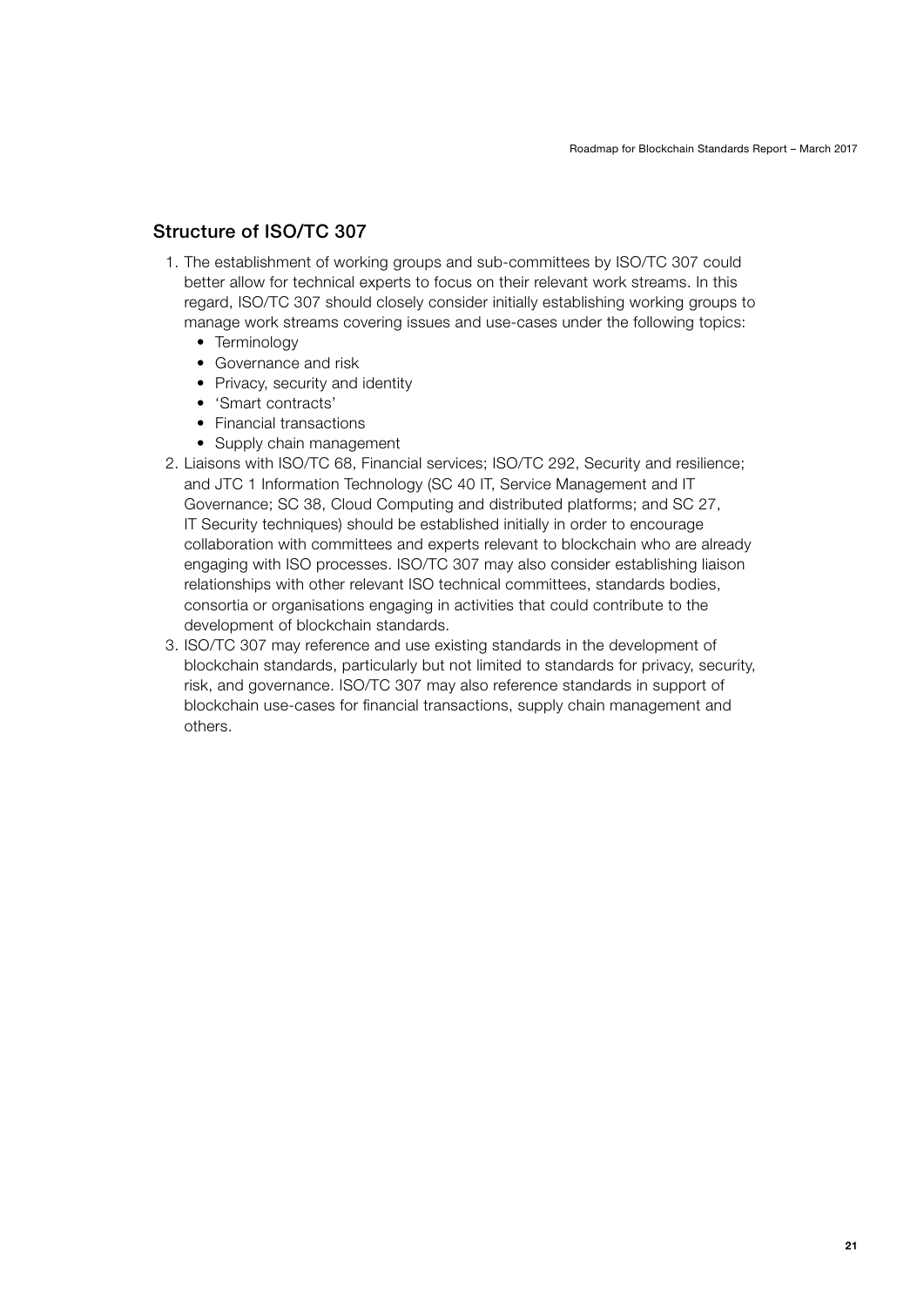## Structure of ISO/TC 307

1. The establishment of working groups and sub-committees by ISO/TC 307 could better allow for technical experts to focus on their relevant work streams. In this regard, ISO/TC 307 should closely consider initially establishing working groups to manage work streams covering issues and use-cases under the following topics:
   - Terminology
   - Governance and risk
   - Privacy, security and identity
   - 'Smart contracts'
   - Financial transactions
   - Supply chain management
2. Liaisons with ISO/TC 68, Financial services; ISO/TC 292, Security and resilience; and JTC 1 Information Technology (SC 40 IT, Service Management and IT Governance; SC 38, Cloud Computing and distributed platforms; and SC 27, IT Security techniques) should be established initially in order to encourage collaboration with committees and experts relevant to blockchain who are already engaging with ISO processes. ISO/TC 307 may also consider establishing liaison relationships with other relevant ISO technical committees, standards bodies, consortia or organisations engaging in activities that could contribute to the development of blockchain standards.
3. ISO/TC 307 may reference and use existing standards in the development of blockchain standards, particularly but not limited to standards for privacy, security, risk, and governance. ISO/TC 307 may also reference standards in support of blockchain use-cases for financial transactions, supply chain management and others.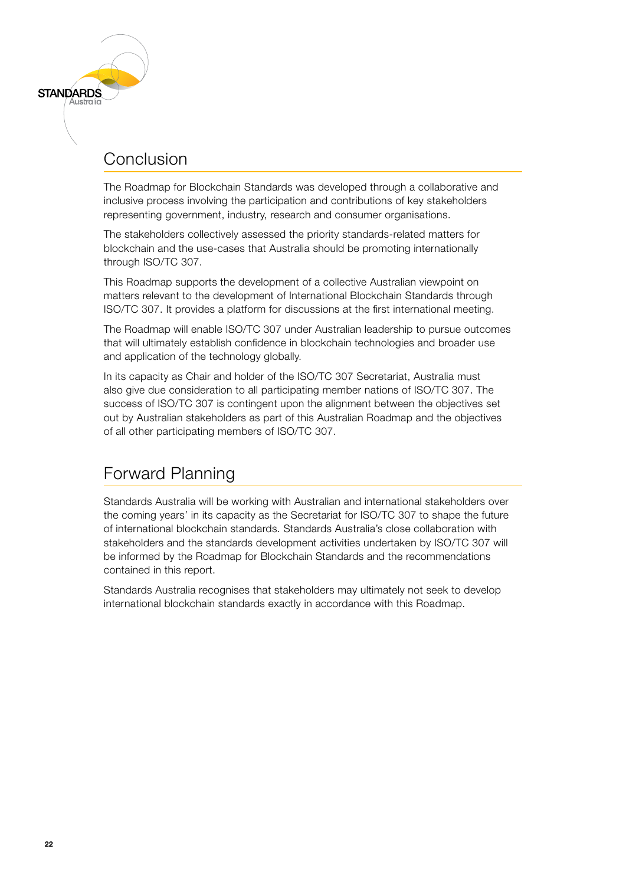# Conclusion

The Roadmap for Blockchain Standards was developed through a collaborative and inclusive process involving the participation and contributions of key stakeholders representing government, industry, research and consumer organisations.

The stakeholders collectively assessed the priority standards-related matters for blockchain and the use-cases that Australia should be promoting internationally through ISO/TC 307.

This Roadmap supports the development of a collective Australian viewpoint on matters relevant to the development of International Blockchain Standards through ISO/TC 307. It provides a platform for discussions at the first international meeting.

The Roadmap will enable ISO/TC 307 under Australian leadership to pursue outcomes that will ultimately establish confidence in blockchain technologies and broader use and application of the technology globally.

In its capacity as Chair and holder of the ISO/TC 307 Secretariat, Australia must also give due consideration to all participating member nations of ISO/TC 307. The success of ISO/TC 307 is contingent upon the alignment between the objectives set out by Australian stakeholders as part of this Australian Roadmap and the objectives of all other participating members of ISO/TC 307.

# Forward Planning

Standards Australia will be working with Australian and international stakeholders over the coming years' in its capacity as the Secretariat for ISO/TC 307 to shape the future of international blockchain standards. Standards Australia's close collaboration with stakeholders and the standards development activities undertaken by ISO/TC 307 will be informed by the Roadmap for Blockchain Standards and the recommendations contained in this report.

Standards Australia recognises that stakeholders may ultimately not seek to develop international blockchain standards exactly in accordance with this Roadmap.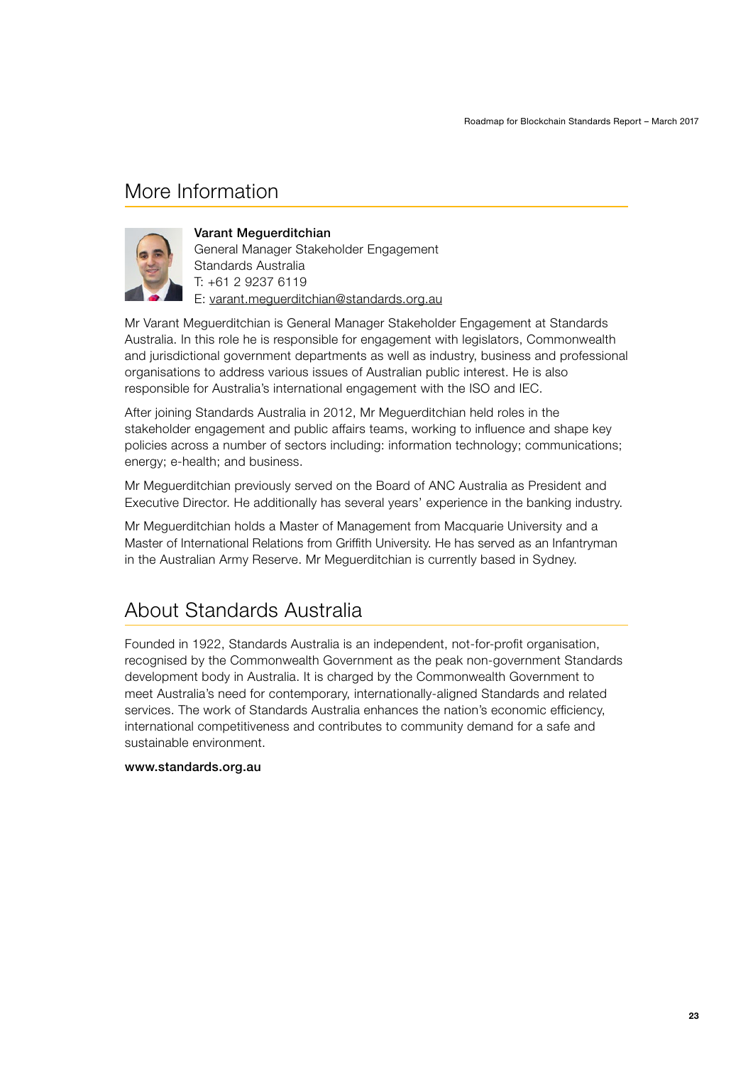## More Information

**Varant Meguerditchian**
General Manager Stakeholder Engagement
Standards Australia
T: +61 2 9237 6119
E: varant.meguerditchian@standards.org.au

Mr Varant Meguerditchian is General Manager Stakeholder Engagement at Standards Australia. In this role he is responsible for engagement with legislators, Commonwealth and jurisdictional government departments as well as industry, business and professional organisations to address various issues of Australian public interest. He is also responsible for Australia's international engagement with the ISO and IEC.

After joining Standards Australia in 2012, Mr Meguerditchian held roles in the stakeholder engagement and public affairs teams, working to influence and shape key policies across a number of sectors including: information technology; communications; energy; e-health; and business.

Mr Meguerditchian previously served on the Board of ANC Australia as President and Executive Director. He additionally has several years' experience in the banking industry.

Mr Meguerditchian holds a Master of Management from Macquarie University and a Master of International Relations from Griffith University. He has served as an Infantryman in the Australian Army Reserve. Mr Meguerditchian is currently based in Sydney.

## About Standards Australia

Founded in 1922, Standards Australia is an independent, not-for-profit organisation, recognised by the Commonwealth Government as the peak non-government Standards development body in Australia. It is charged by the Commonwealth Government to meet Australia's need for contemporary, internationally-aligned Standards and related services. The work of Standards Australia enhances the nation's economic efficiency, international competitiveness and contributes to community demand for a safe and sustainable environment.

**www.standards.org.au**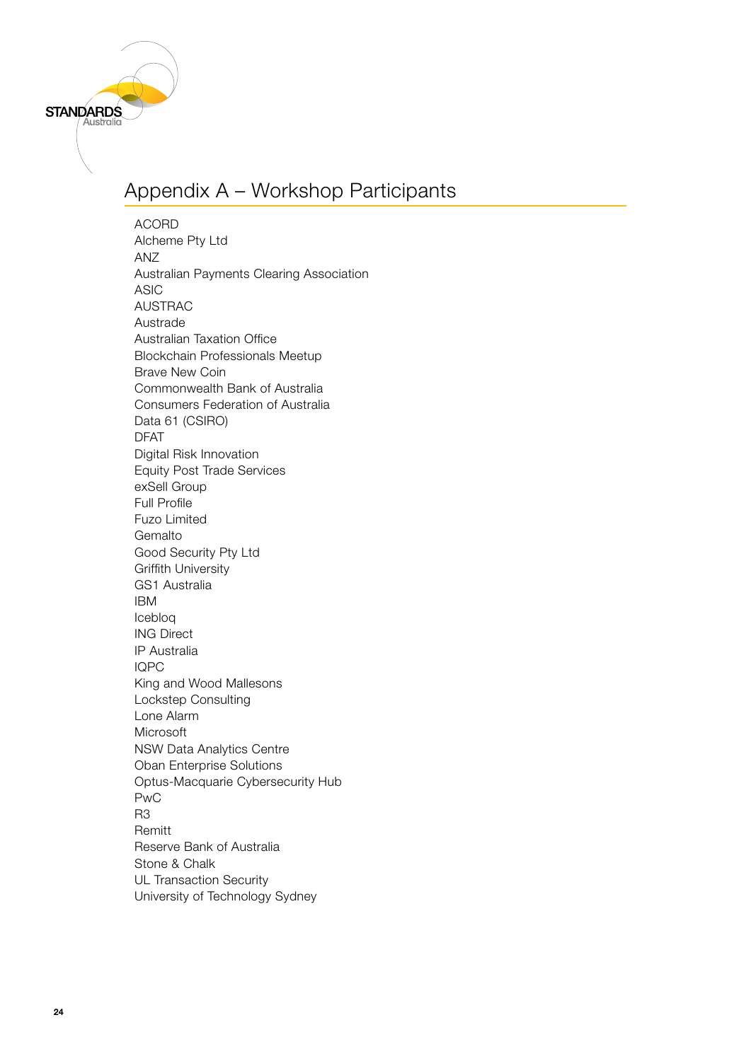# Appendix A – Workshop Participants

ACORD
Alcheme Pty Ltd
ANZ
Australian Payments Clearing Association
ASIC
AUSTRAC
Austrade
Australian Taxation Office
Blockchain Professionals Meetup
Brave New Coin
Commonwealth Bank of Australia
Consumers Federation of Australia
Data 61 (CSIRO)
DFAT
Digital Risk Innovation
Equity Post Trade Services
exSell Group
Full Profile
Fuzo Limited
Gemalto
Good Security Pty Ltd
Griffith University
GS1 Australia
IBM
Icebloq
ING Direct
IP Australia
IQPC
King and Wood Mallesons
Lockstep Consulting
Lone Alarm
Microsoft
NSW Data Analytics Centre
Oban Enterprise Solutions
Optus-Macquarie Cybersecurity Hub
PwC
R3
Remitt
Reserve Bank of Australia
Stone & Chalk
UL Transaction Security
University of Technology Sydney